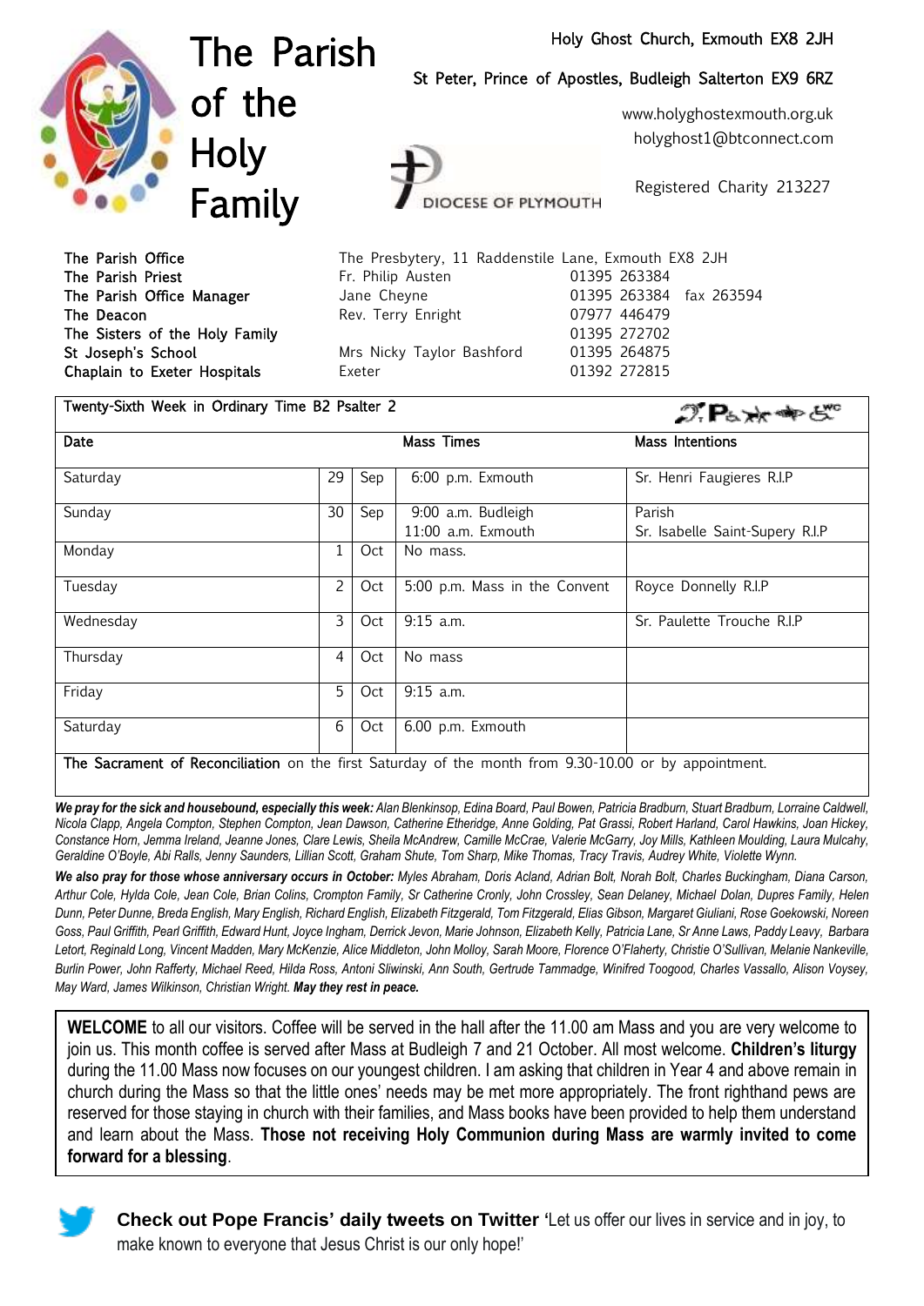# The Parish of the Holy Family

Holy Ghost Church, Exmouth EX8 2JH

St Peter, Prince of Apostles, Budleigh Salterton EX9 6RZ

www.holyghostexmouth.org.uk

holyghost1@btconnect.com

DIOCESE OF PLYMOUTH

Registered Charity 213227

| | | |
|---|---|---|
| The Parish Office | The Presbytery, 11 Raddenstile Lane, Exmouth EX8 2JH | |
| The Parish Priest | Fr. Philip Austen | 01395 263384 |
| The Parish Office Manager | Jane Cheyne | 01395 263384 fax 263594 |
| The Deacon | Rev. Terry Enright | 07977 446479 |
| The Sisters of the Holy Family | | 01395 272702 |
| St Joseph's School | Mrs Nicky Taylor Bashford | 01395 264875 |
| Chaplain to Exeter Hospitals | Exeter | 01392 272815 |

**Twenty-Sixth Week in Ordinary Time B2 Psalter 2**

| Date | | | Mass Times | Mass Intentions |
|---|---|---|---|---|
| Saturday | 29 | Sep | 6:00 p.m. Exmouth | Sr. Henri Faugieres R.I.P |
| Sunday | 30 | Sep | 9:00 a.m. Budleigh<br>11:00 a.m. Exmouth | Parish<br>Sr. Isabelle Saint-Supery R.I.P |
| Monday | 1 | Oct | No mass. | |
| Tuesday | 2 | Oct | 5:00 p.m. Mass in the Convent | Royce Donnelly R.I.P |
| Wednesday | 3 | Oct | 9:15 a.m. | Sr. Paulette Trouche R.I.P |
| Thursday | 4 | Oct | No mass | |
| Friday | 5 | Oct | 9:15 a.m. | |
| Saturday | 6 | Oct | 6.00 p.m. Exmouth | |

**The Sacrament of Reconciliation** on the first Saturday of the month from 9.30-10.00 or by appointment.

***We pray for the sick and housebound, especially this week:*** *Alan Blenkinsop, Edina Board, Paul Bowen, Patricia Bradburn, Stuart Bradburn, Lorraine Caldwell, Nicola Clapp, Angela Compton, Stephen Compton, Jean Dawson, Catherine Etheridge, Anne Golding, Pat Grassi, Robert Harland, Carol Hawkins, Joan Hickey, Constance Horn, Jemma Ireland, Jeanne Jones, Clare Lewis, Sheila McAndrew, Camille McCrae, Valerie McGarry, Joy Mills, Kathleen Moulding, Laura Mulcahy, Geraldine O'Boyle, Abi Ralls, Jenny Saunders, Lillian Scott, Graham Shute, Tom Sharp, Mike Thomas, Tracy Travis, Audrey White, Violette Wynn.*

***We also pray for those whose anniversary occurs in October:*** *Myles Abraham, Doris Acland, Adrian Bolt, Norah Bolt, Charles Buckingham, Diana Carson, Arthur Cole, Hylda Cole, Jean Cole, Brian Colins, Crompton Family, Sr Catherine Cronly, John Crossley, Sean Delaney, Michael Dolan, Dupres Family, Helen Dunn, Peter Dunne, Breda English, Mary English, Richard English, Elizabeth Fitzgerald, Tom Fitzgerald, Elias Gibson, Margaret Giuliani, Rose Goekowski, Noreen Goss, Paul Griffith, Pearl Griffith, Edward Hunt, Joyce Ingham, Derrick Jevon, Marie Johnson, Elizabeth Kelly, Patricia Lane, Sr Anne Laws, Paddy Leavy, Barbara Letort, Reginald Long, Vincent Madden, Mary McKenzie, Alice Middleton, John Molloy, Sarah Moore, Florence O'Flaherty, Christie O'Sullivan, Melanie Nankeville, Burlin Power, John Rafferty, Michael Reed, Hilda Ross, Antoni Sliwinski, Ann South, Gertrude Tammadge, Winifred Toogood, Charles Vassallo, Alison Voysey, May Ward, James Wilkinson, Christian Wright.* ***May they rest in peace.***

**WELCOME** to all our visitors. Coffee will be served in the hall after the 11.00 am Mass and you are very welcome to join us. This month coffee is served after Mass at Budleigh 7 and 21 October. All most welcome. **Children's liturgy** during the 11.00 Mass now focuses on our youngest children. I am asking that children in Year 4 and above remain in church during the Mass so that the little ones' needs may be met more appropriately. The front righthand pews are reserved for those staying in church with their families, and Mass books have been provided to help them understand and learn about the Mass. **Those not receiving Holy Communion during Mass are warmly invited to come forward for a blessing**.

**Check out Pope Francis' daily tweets on Twitter** 'Let us offer our lives in service and in joy, to make known to everyone that Jesus Christ is our only hope!'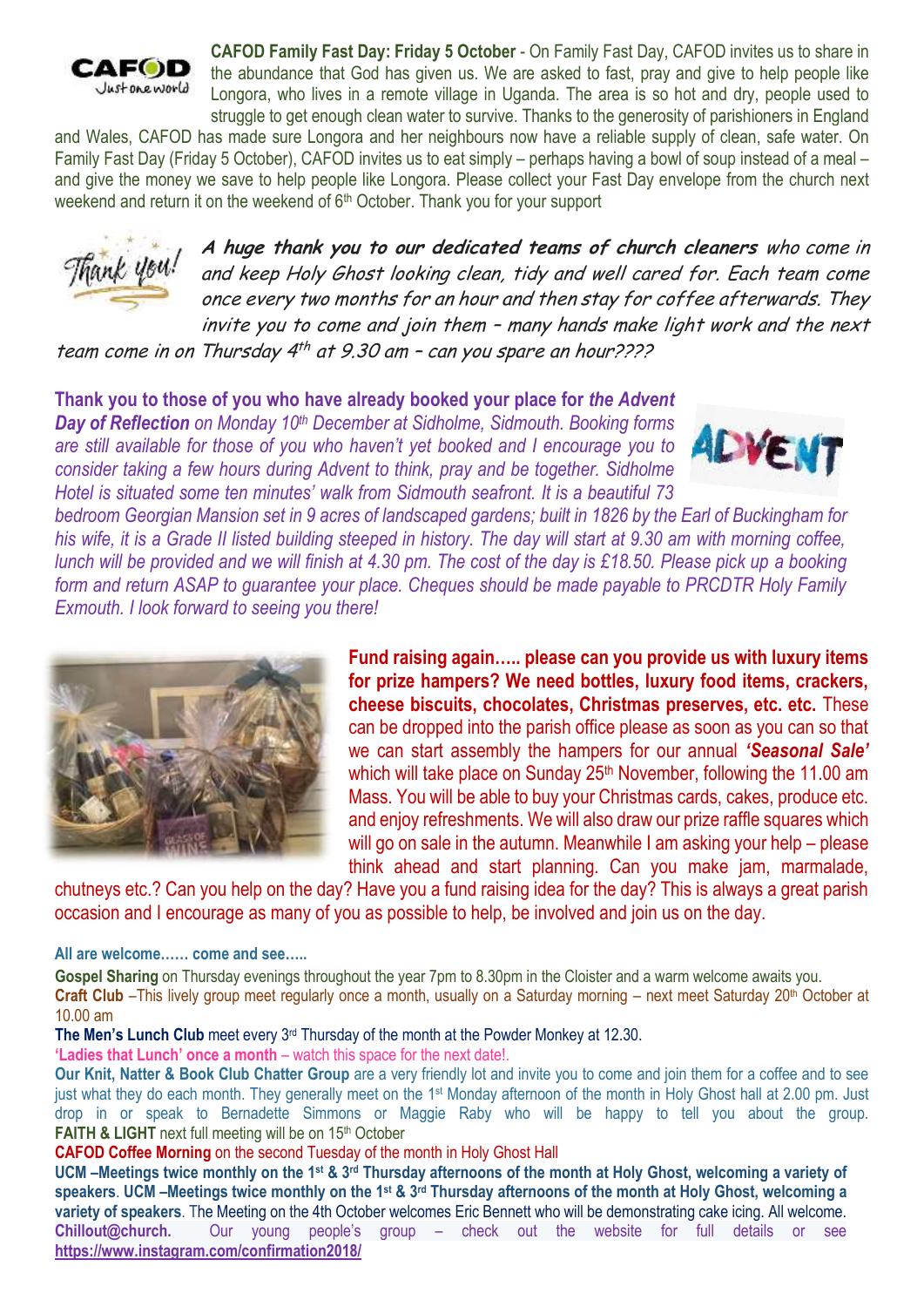**CAFOD Family Fast Day: Friday 5 October** - On Family Fast Day, CAFOD invites us to share in the abundance that God has given us. We are asked to fast, pray and give to help people like Longora, who lives in a remote village in Uganda. The area is so hot and dry, people used to struggle to get enough clean water to survive. Thanks to the generosity of parishioners in England and Wales, CAFOD has made sure Longora and her neighbours now have a reliable supply of clean, safe water. On Family Fast Day (Friday 5 October), CAFOD invites us to eat simply – perhaps having a bowl of soup instead of a meal – and give the money we save to help people like Longora. Please collect your Fast Day envelope from the church next weekend and return it on the weekend of 6th October. Thank you for your support

***A huge thank you to our dedicated teams of church cleaners** who come in and keep Holy Ghost looking clean, tidy and well cared for. Each team come once every two months for an hour and then stay for coffee afterwards. They invite you to come and join them – many hands make light work and the next team come in on Thursday 4th at 9.30 am – can you spare an hour????*

**Thank you to those of you who have already booked your place for *the Advent Day of Reflection*** *on Monday 10th December at Sidholme, Sidmouth. Booking forms are still available for those of you who haven't yet booked and I encourage you to consider taking a few hours during Advent to think, pray and be together. Sidholme Hotel is situated some ten minutes' walk from Sidmouth seafront. It is a beautiful 73 bedroom Georgian Mansion set in 9 acres of landscaped gardens; built in 1826 by the Earl of Buckingham for his wife, it is a Grade II listed building steeped in history. The day will start at 9.30 am with morning coffee, lunch will be provided and we will finish at 4.30 pm. The cost of the day is £18.50. Please pick up a booking form and return ASAP to guarantee your place. Cheques should be made payable to PRCDTR Holy Family Exmouth. I look forward to seeing you there!*

**Fund raising again….. please can you provide us with luxury items for prize hampers? We need bottles, luxury food items, crackers, cheese biscuits, chocolates, Christmas preserves, etc. etc.** These can be dropped into the parish office please as soon as you can so that we can start assembly the hampers for our annual ***'Seasonal Sale'*** which will take place on Sunday 25th November, following the 11.00 am Mass. You will be able to buy your Christmas cards, cakes, produce etc. and enjoy refreshments. We will also draw our prize raffle squares which will go on sale in the autumn. Meanwhile I am asking your help – please think ahead and start planning. Can you make jam, marmalade, chutneys etc.? Can you help on the day? Have you a fund raising idea for the day? This is always a great parish occasion and I encourage as many of you as possible to help, be involved and join us on the day.

**All are welcome…… come and see…..**

**Gospel Sharing** on Thursday evenings throughout the year 7pm to 8.30pm in the Cloister and a warm welcome awaits you.

**Craft Club** –This lively group meet regularly once a month, usually on a Saturday morning – next meet Saturday 20th October at 10.00 am

**The Men's Lunch Club** meet every 3rd Thursday of the month at the Powder Monkey at 12.30.

**'Ladies that Lunch' once a month** – watch this space for the next date!.

**Our Knit, Natter & Book Club Chatter Group** are a very friendly lot and invite you to come and join them for a coffee and to see just what they do each month. They generally meet on the 1st Monday afternoon of the month in Holy Ghost hall at 2.00 pm. Just drop in or speak to Bernadette Simmons or Maggie Raby who will be happy to tell you about the group.

**FAITH & LIGHT** next full meeting will be on 15th October

**CAFOD Coffee Morning** on the second Tuesday of the month in Holy Ghost Hall

**UCM –Meetings twice monthly on the 1st & 3rd Thursday afternoons of the month at Holy Ghost, welcoming a variety of speakers**. **UCM –Meetings twice monthly on the 1st & 3rd Thursday afternoons of the month at Holy Ghost, welcoming a variety of speakers**. The Meeting on the 4th October welcomes Eric Bennett who will be demonstrating cake icing. All welcome.

**Chillout@church.** Our young people's group – check out the website for full details or see **https://www.instagram.com/confirmation2018/**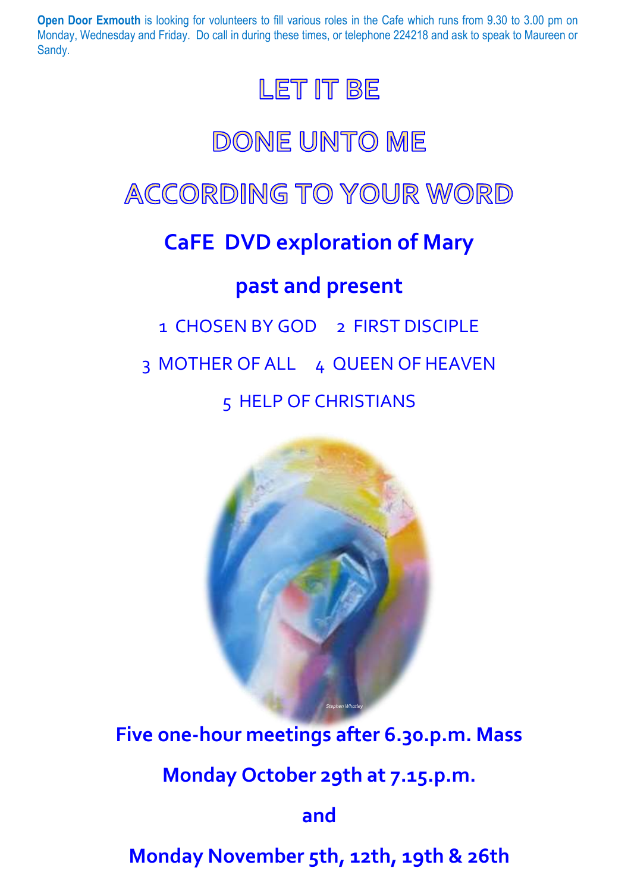**Open Door Exmouth** is looking for volunteers to fill various roles in the Cafe which runs from 9.30 to 3.00 pm on Monday, Wednesday and Friday. Do call in during these times, or telephone 224218 and ask to speak to Maureen or Sandy.

# LET IT BE

# DONE UNTO ME

# ACCORDING TO YOUR WORD

## CaFE DVD exploration of Mary

## past and present

1 CHOSEN BY GOD 2 FIRST DISCIPLE

3 MOTHER OF ALL 4 QUEEN OF HEAVEN

5 HELP OF CHRISTIANS

*Stephen Whatley*

**Five one-hour meetings after 6.30.p.m. Mass**

**Monday October 29th at 7.15.p.m.**

**and**

**Monday November 5th, 12th, 19th & 26th**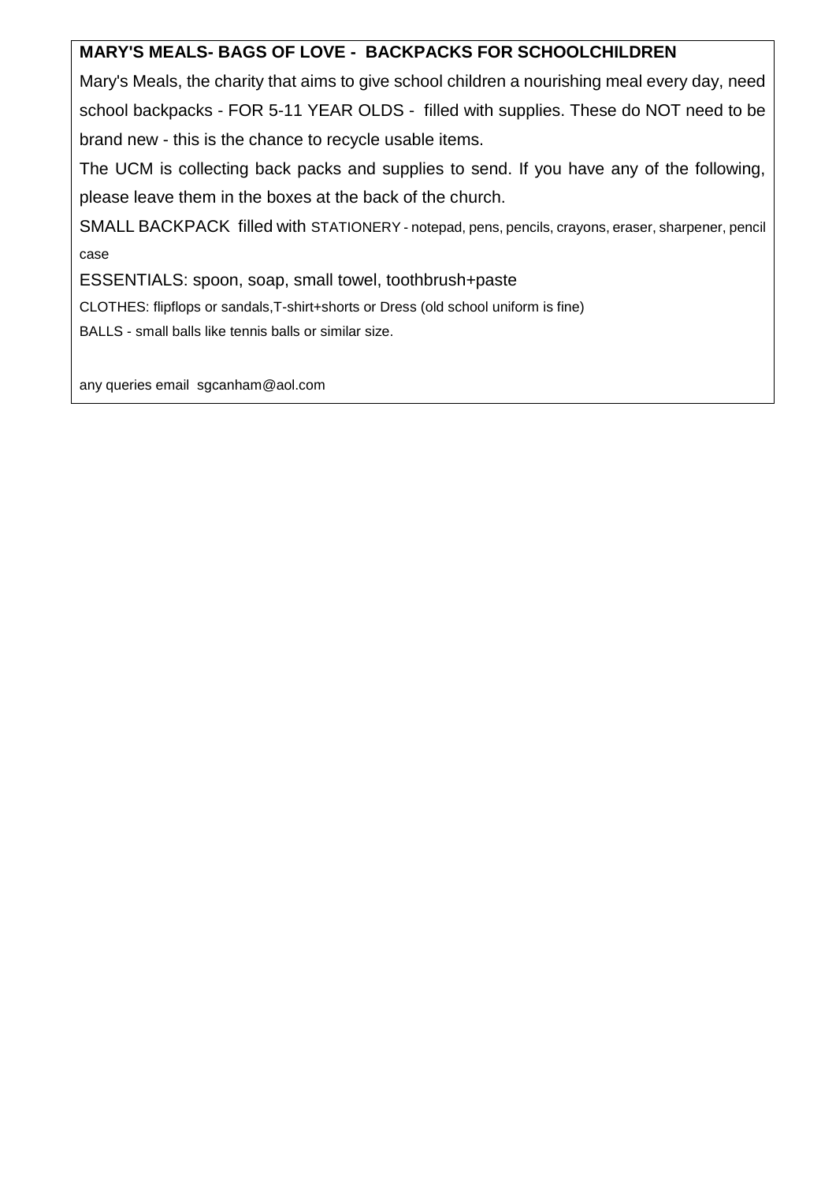**MARY'S MEALS- BAGS OF LOVE - BACKPACKS FOR SCHOOLCHILDREN**

Mary's Meals, the charity that aims to give school children a nourishing meal every day, need school backpacks - FOR 5-11 YEAR OLDS - filled with supplies. These do NOT need to be brand new - this is the chance to recycle usable items.

The UCM is collecting back packs and supplies to send. If you have any of the following, please leave them in the boxes at the back of the church.

SMALL BACKPACK filled with STATIONERY - notepad, pens, pencils, crayons, eraser, sharpener, pencil case

ESSENTIALS: spoon, soap, small towel, toothbrush+paste

CLOTHES: flipflops or sandals,T-shirt+shorts or Dress (old school uniform is fine)

BALLS - small balls like tennis balls or similar size.

any queries email sgcanham@aol.com